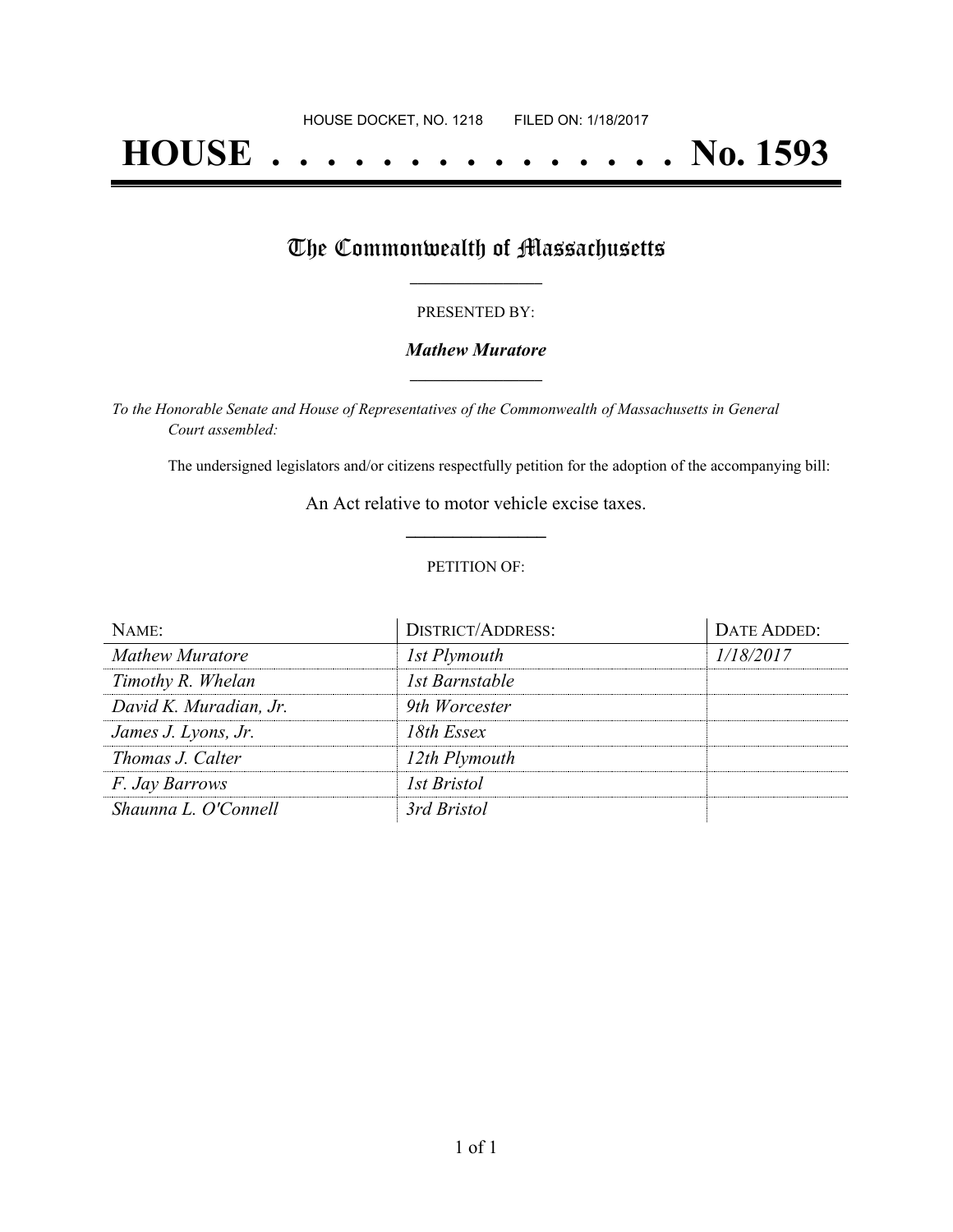HOUSE DOCKET, NO. 1218 FILED ON: 1/18/2017

# HOUSE . . . . . . . . . . . . . . . No. 1593

## The Commonwealth of Massachusetts

PRESENTED BY:

***Mathew Muratore***

*To the Honorable Senate and House of Representatives of the Commonwealth of Massachusetts in General Court assembled:*

The undersigned legislators and/or citizens respectfully petition for the adoption of the accompanying bill:

An Act relative to motor vehicle excise taxes.

PETITION OF:

| NAME: | DISTRICT/ADDRESS: | DATE ADDED: |
|---|---|---|
| *Mathew Muratore* | *1st Plymouth* | *1/18/2017* |
| *Timothy R. Whelan* | *1st Barnstable* | |
| *David K. Muradian, Jr.* | *9th Worcester* | |
| *James J. Lyons, Jr.* | *18th Essex* | |
| *Thomas J. Calter* | *12th Plymouth* | |
| *F. Jay Barrows* | *1st Bristol* | |
| *Shaunna L. O'Connell* | *3rd Bristol* | |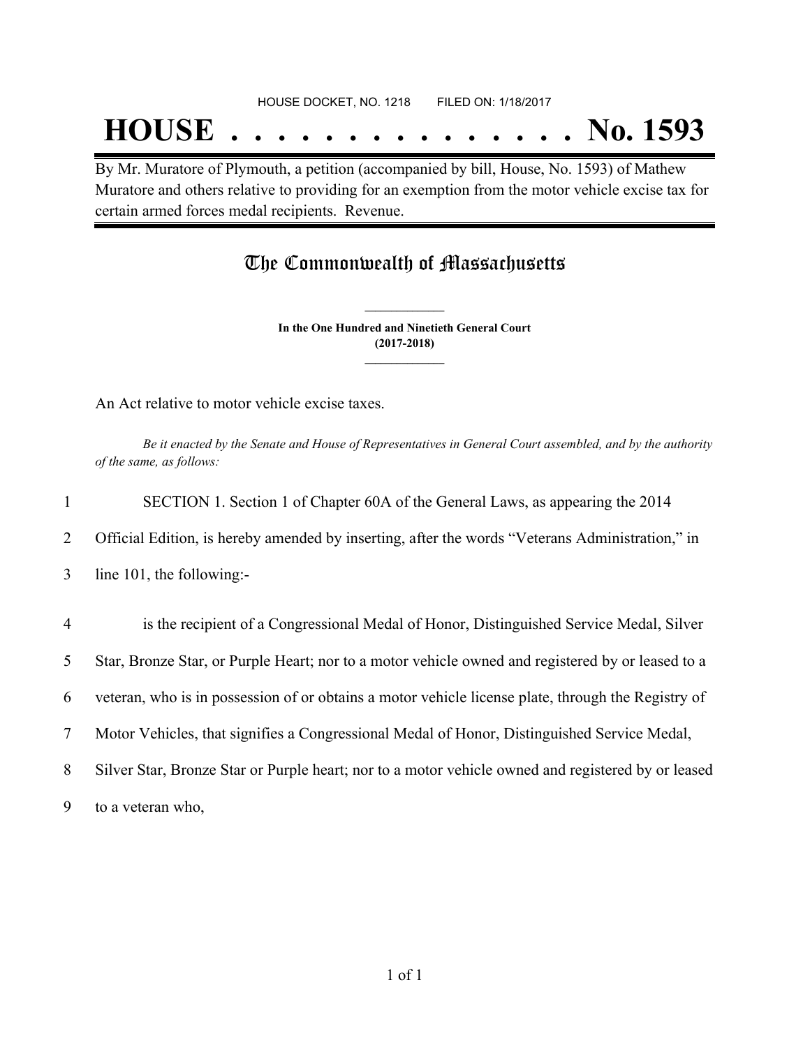HOUSE DOCKET, NO. 1218 FILED ON: 1/18/2017

# HOUSE . . . . . . . . . . . . . . . No. 1593

By Mr. Muratore of Plymouth, a petition (accompanied by bill, House, No. 1593) of Mathew Muratore and others relative to providing for an exemption from the motor vehicle excise tax for certain armed forces medal recipients. Revenue.

## The Commonwealth of Massachusetts

**In the One Hundred and Ninetieth General Court**
**(2017-2018)**

An Act relative to motor vehicle excise taxes.

*Be it enacted by the Senate and House of Representatives in General Court assembled, and by the authority of the same, as follows:*

1 SECTION 1. Section 1 of Chapter 60A of the General Laws, as appearing the 2014
2 Official Edition, is hereby amended by inserting, after the words "Veterans Administration," in
3 line 101, the following:-

4 is the recipient of a Congressional Medal of Honor, Distinguished Service Medal, Silver
5 Star, Bronze Star, or Purple Heart; nor to a motor vehicle owned and registered by or leased to a
6 veteran, who is in possession of or obtains a motor vehicle license plate, through the Registry of
7 Motor Vehicles, that signifies a Congressional Medal of Honor, Distinguished Service Medal,
8 Silver Star, Bronze Star or Purple heart; nor to a motor vehicle owned and registered by or leased
9 to a veteran who,